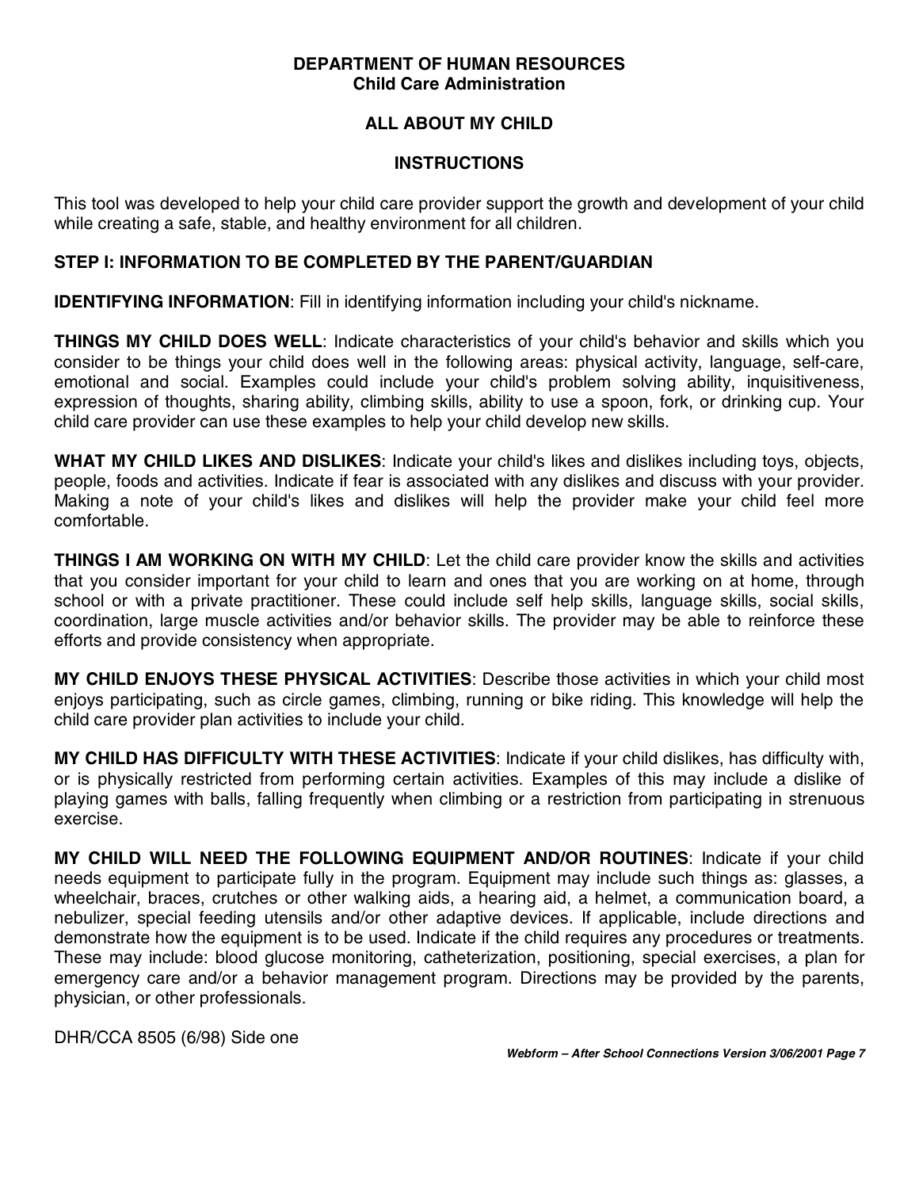# DEPARTMENT OF HUMAN RESOURCES
## Child Care Administration

## ALL ABOUT MY CHILD

## INSTRUCTIONS

This tool was developed to help your child care provider support the growth and development of your child while creating a safe, stable, and healthy environment for all children.

### STEP I: INFORMATION TO BE COMPLETED BY THE PARENT/GUARDIAN

**IDENTIFYING INFORMATION**: Fill in identifying information including your child's nickname.

**THINGS MY CHILD DOES WELL**: Indicate characteristics of your child's behavior and skills which you consider to be things your child does well in the following areas: physical activity, language, self-care, emotional and social. Examples could include your child's problem solving ability, inquisitiveness, expression of thoughts, sharing ability, climbing skills, ability to use a spoon, fork, or drinking cup. Your child care provider can use these examples to help your child develop new skills.

**WHAT MY CHILD LIKES AND DISLIKES**: Indicate your child's likes and dislikes including toys, objects, people, foods and activities. Indicate if fear is associated with any dislikes and discuss with your provider. Making a note of your child's likes and dislikes will help the provider make your child feel more comfortable.

**THINGS I AM WORKING ON WITH MY CHILD**: Let the child care provider know the skills and activities that you consider important for your child to learn and ones that you are working on at home, through school or with a private practitioner. These could include self help skills, language skills, social skills, coordination, large muscle activities and/or behavior skills. The provider may be able to reinforce these efforts and provide consistency when appropriate.

**MY CHILD ENJOYS THESE PHYSICAL ACTIVITIES**: Describe those activities in which your child most enjoys participating, such as circle games, climbing, running or bike riding. This knowledge will help the child care provider plan activities to include your child.

**MY CHILD HAS DIFFICULTY WITH THESE ACTIVITIES**: Indicate if your child dislikes, has difficulty with, or is physically restricted from performing certain activities. Examples of this may include a dislike of playing games with balls, falling frequently when climbing or a restriction from participating in strenuous exercise.

**MY CHILD WILL NEED THE FOLLOWING EQUIPMENT AND/OR ROUTINES**: Indicate if your child needs equipment to participate fully in the program. Equipment may include such things as: glasses, a wheelchair, braces, crutches or other walking aids, a hearing aid, a helmet, a communication board, a nebulizer, special feeding utensils and/or other adaptive devices. If applicable, include directions and demonstrate how the equipment is to be used. Indicate if the child requires any procedures or treatments. These may include: blood glucose monitoring, catheterization, positioning, special exercises, a plan for emergency care and/or a behavior management program. Directions may be provided by the parents, physician, or other professionals.

DHR/CCA 8505 (6/98) Side one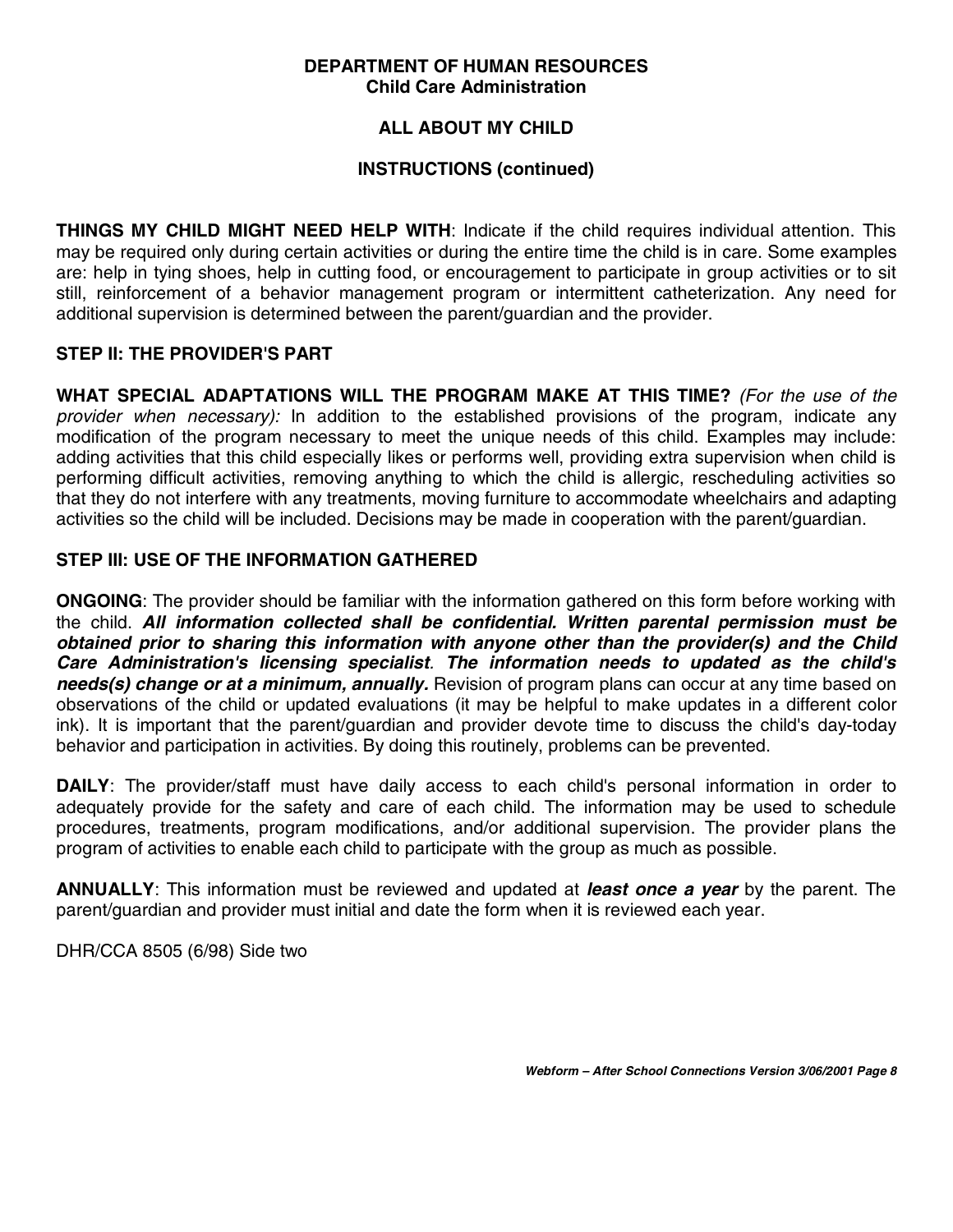**DEPARTMENT OF HUMAN RESOURCES**
**Child Care Administration**

# ALL ABOUT MY CHILD

## INSTRUCTIONS (continued)

**THINGS MY CHILD MIGHT NEED HELP WITH**: Indicate if the child requires individual attention. This may be required only during certain activities or during the entire time the child is in care. Some examples are: help in tying shoes, help in cutting food, or encouragement to participate in group activities or to sit still, reinforcement of a behavior management program or intermittent catheterization. Any need for additional supervision is determined between the parent/guardian and the provider.

### STEP II: THE PROVIDER'S PART

**WHAT SPECIAL ADAPTATIONS WILL THE PROGRAM MAKE AT THIS TIME?** *(For the use of the provider when necessary):* In addition to the established provisions of the program, indicate any modification of the program necessary to meet the unique needs of this child. Examples may include: adding activities that this child especially likes or performs well, providing extra supervision when child is performing difficult activities, removing anything to which the child is allergic, rescheduling activities so that they do not interfere with any treatments, moving furniture to accommodate wheelchairs and adapting activities so the child will be included. Decisions may be made in cooperation with the parent/guardian.

### STEP III: USE OF THE INFORMATION GATHERED

**ONGOING**: The provider should be familiar with the information gathered on this form before working with the child. ***All information collected shall be confidential. Written parental permission must be obtained prior to sharing this information with anyone other than the provider(s) and the Child Care Administration's licensing specialist***. ***The information needs to updated as the child's needs(s) change or at a minimum, annually.*** Revision of program plans can occur at any time based on observations of the child or updated evaluations (it may be helpful to make updates in a different color ink). It is important that the parent/guardian and provider devote time to discuss the child's day-today behavior and participation in activities. By doing this routinely, problems can be prevented.

**DAILY**: The provider/staff must have daily access to each child's personal information in order to adequately provide for the safety and care of each child. The information may be used to schedule procedures, treatments, program modifications, and/or additional supervision. The provider plans the program of activities to enable each child to participate with the group as much as possible.

**ANNUALLY**: This information must be reviewed and updated at ***least once a year*** by the parent. The parent/guardian and provider must initial and date the form when it is reviewed each year.

DHR/CCA 8505 (6/98) Side two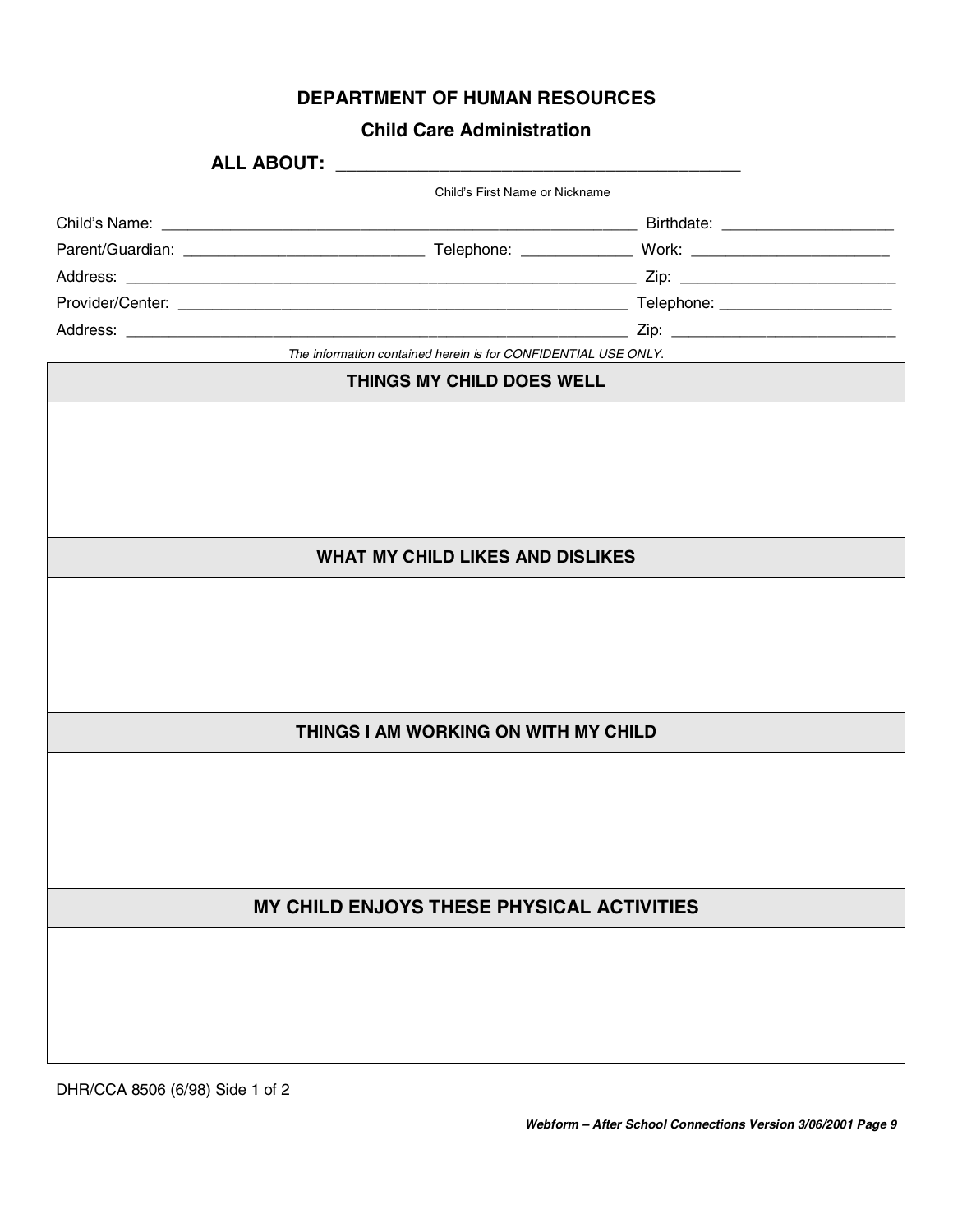## DEPARTMENT OF HUMAN RESOURCES

### Child Care Administration

**ALL ABOUT:** ____________________________________________

Child's First Name or Nickname

Child's Name: ____________________________________________________ Birthdate: ____________________

Parent/Guardian: ____________________________ Telephone: _____________ Work: ________________________

Address: ____________________________________________________________ Zip: ___________________________

Provider/Center: _____________________________________________________ Telephone: ____________________

Address: ____________________________________________________________ Zip: ___________________________

*The information contained herein is for CONFIDENTIAL USE ONLY.*

| THINGS MY CHILD DOES WELL |
|---|
| |

| WHAT MY CHILD LIKES AND DISLIKES |
|---|
| |

| THINGS I AM WORKING ON WITH MY CHILD |
|---|
| |

| MY CHILD ENJOYS THESE PHYSICAL ACTIVITIES |
|---|
| |

DHR/CCA 8506 (6/98) Side 1 of 2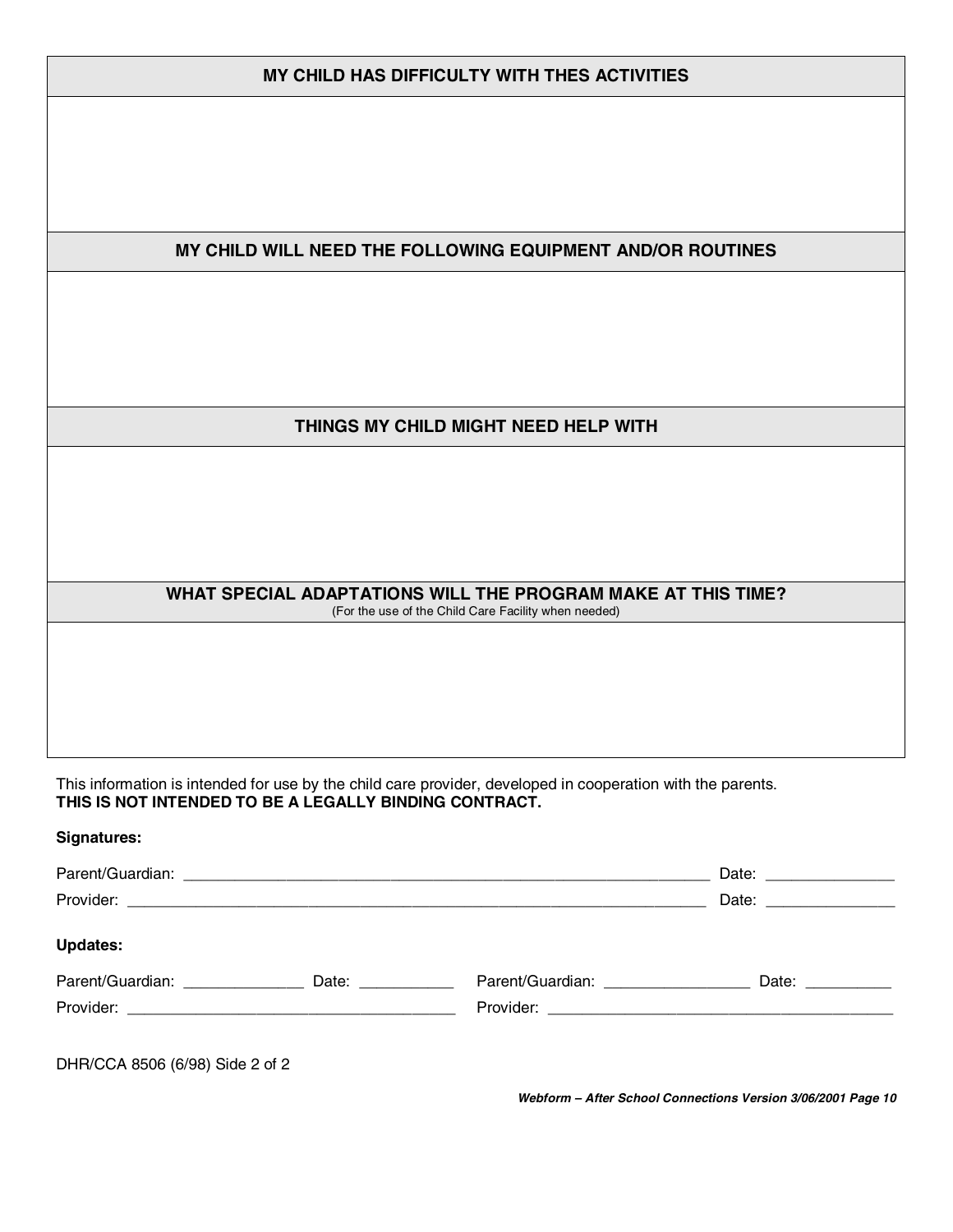| MY CHILD HAS DIFFICULTY WITH THES ACTIVITIES |
| --- |
| |

| MY CHILD WILL NEED THE FOLLOWING EQUIPMENT AND/OR ROUTINES |
| --- |
| |

| THINGS MY CHILD MIGHT NEED HELP WITH |
| --- |
| |

| WHAT SPECIAL ADAPTATIONS WILL THE PROGRAM MAKE AT THIS TIME? (For the use of the Child Care Facility when needed) |
| --- |
| |

This information is intended for use by the child care provider, developed in cooperation with the parents.
**THIS IS NOT INTENDED TO BE A LEGALLY BINDING CONTRACT.**

**Signatures:**

Parent/Guardian: ______________________________________________ Date: ______________

Provider: ____________________________________________________ Date: ______________

**Updates:**

Parent/Guardian: ______________ Date: ___________ Parent/Guardian: _________________ Date: __________

Provider: ______________________________________ Provider: ________________________________________

DHR/CCA 8506 (6/98) Side 2 of 2

***Webform – After School Connections Version 3/06/2001 Page 10***